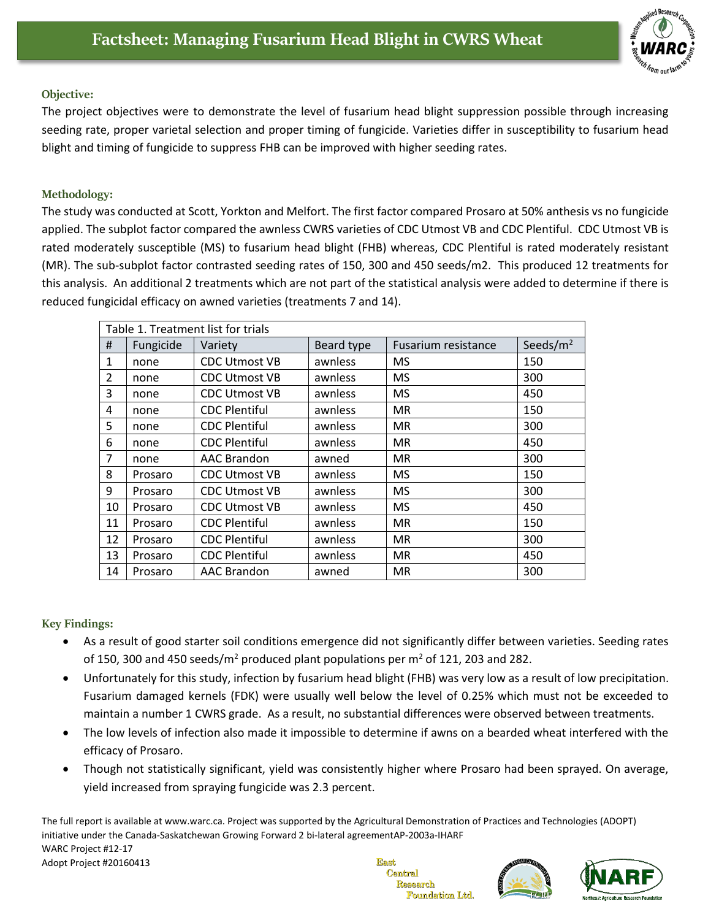# Factsheet: Managing Fusarium Head Blight in CWRS Wheat

### Objective:

The project objectives were to demonstrate the level of fusarium head blight suppression possible through increasing seeding rate, proper varietal selection and proper timing of fungicide. Varieties differ in susceptibility to fusarium head blight and timing of fungicide to suppress FHB can be improved with higher seeding rates.

### Methodology:

The study was conducted at Scott, Yorkton and Melfort. The first factor compared Prosaro at 50% anthesis vs no fungicide applied. The subplot factor compared the awnless CWRS varieties of CDC Utmost VB and CDC Plentiful. CDC Utmost VB is rated moderately susceptible (MS) to fusarium head blight (FHB) whereas, CDC Plentiful is rated moderately resistant (MR). The sub-subplot factor contrasted seeding rates of 150, 300 and 450 seeds/m2. This produced 12 treatments for this analysis. An additional 2 treatments which are not part of the statistical analysis were added to determine if there is reduced fungicidal efficacy on awned varieties (treatments 7 and 14).

Table 1. Treatment list for trials

| # | Fungicide | Variety | Beard type | Fusarium resistance | Seeds/m$^2$ |
|---|---|---|---|---|---|
| 1 | none | CDC Utmost VB | awnless | MS | 150 |
| 2 | none | CDC Utmost VB | awnless | MS | 300 |
| 3 | none | CDC Utmost VB | awnless | MS | 450 |
| 4 | none | CDC Plentiful | awnless | MR | 150 |
| 5 | none | CDC Plentiful | awnless | MR | 300 |
| 6 | none | CDC Plentiful | awnless | MR | 450 |
| 7 | none | AAC Brandon | awned | MR | 300 |
| 8 | Prosaro | CDC Utmost VB | awnless | MS | 150 |
| 9 | Prosaro | CDC Utmost VB | awnless | MS | 300 |
| 10 | Prosaro | CDC Utmost VB | awnless | MS | 450 |
| 11 | Prosaro | CDC Plentiful | awnless | MR | 150 |
| 12 | Prosaro | CDC Plentiful | awnless | MR | 300 |
| 13 | Prosaro | CDC Plentiful | awnless | MR | 450 |
| 14 | Prosaro | AAC Brandon | awned | MR | 300 |

### Key Findings:

- As a result of good starter soil conditions emergence did not significantly differ between varieties. Seeding rates of 150, 300 and 450 seeds/m$^2$ produced plant populations per m$^2$ of 121, 203 and 282.
- Unfortunately for this study, infection by fusarium head blight (FHB) was very low as a result of low precipitation. Fusarium damaged kernels (FDK) were usually well below the level of 0.25% which must not be exceeded to maintain a number 1 CWRS grade. As a result, no substantial differences were observed between treatments.
- The low levels of infection also made it impossible to determine if awns on a bearded wheat interfered with the efficacy of Prosaro.
- Though not statistically significant, yield was consistently higher where Prosaro had been sprayed. On average, yield increased from spraying fungicide was 2.3 percent.

The full report is available at www.warc.ca. Project was supported by the Agricultural Demonstration of Practices and Technologies (ADOPT) initiative under the Canada-Saskatchewan Growing Forward 2 bi-lateral agreementAP-2003a-IHARF
WARC Project #12-17
Adopt Project #20160413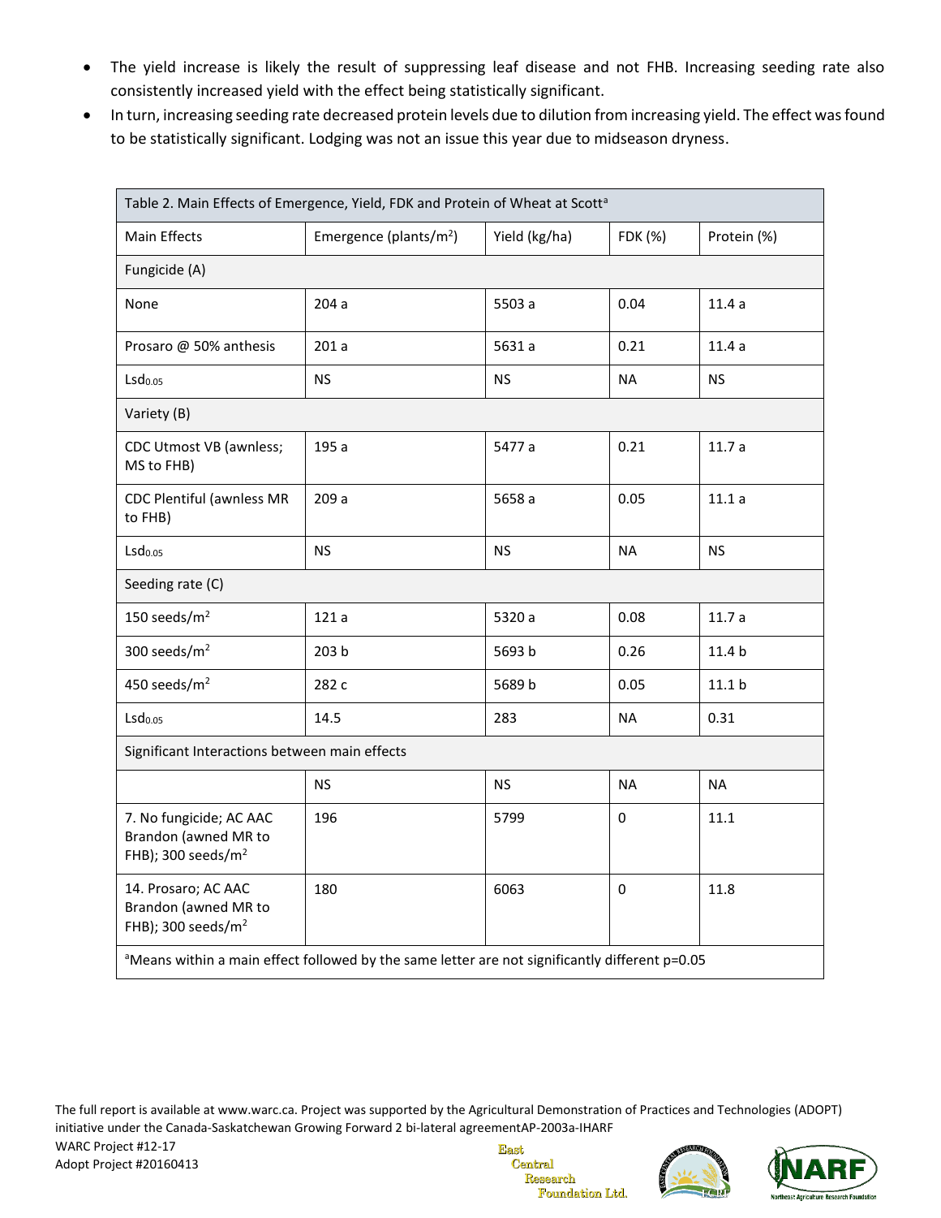- The yield increase is likely the result of suppressing leaf disease and not FHB. Increasing seeding rate also consistently increased yield with the effect being statistically significant.
- In turn, increasing seeding rate decreased protein levels due to dilution from increasing yield. The effect was found to be statistically significant. Lodging was not an issue this year due to midseason dryness.

| Table 2. Main Effects of Emergence, Yield, FDK and Protein of Wheat at Scott[a] | | | | |
|---|---|---|---|---|
| Main Effects | Emergence (plants/m$^2$) | Yield (kg/ha) | FDK (%) | Protein (%) |
| Fungicide (A) | | | | |
| None | 204 a | 5503 a | 0.04 | 11.4 a |
| Prosaro @ 50% anthesis | 201 a | 5631 a | 0.21 | 11.4 a |
| Lsd$_{0.05}$ | NS | NS | NA | NS |
| Variety (B) | | | | |
| CDC Utmost VB (awnless; MS to FHB) | 195 a | 5477 a | 0.21 | 11.7 a |
| CDC Plentiful (awnless MR to FHB) | 209 a | 5658 a | 0.05 | 11.1 a |
| Lsd$_{0.05}$ | NS | NS | NA | NS |
| Seeding rate (C) | | | | |
| 150 seeds/m$^2$ | 121 a | 5320 a | 0.08 | 11.7 a |
| 300 seeds/m$^2$ | 203 b | 5693 b | 0.26 | 11.4 b |
| 450 seeds/m$^2$ | 282 c | 5689 b | 0.05 | 11.1 b |
| Lsd$_{0.05}$ | 14.5 | 283 | NA | 0.31 |
| Significant Interactions between main effects | | | | |
| | NS | NS | NA | NA |
| 7. No fungicide; AC AAC Brandon (awned MR to FHB); 300 seeds/m$^2$ | 196 | 5799 | 0 | 11.1 |
| 14. Prosaro; AC AAC Brandon (awned MR to FHB); 300 seeds/m$^2$ | 180 | 6063 | 0 | 11.8 |
| [a]Means within a main effect followed by the same letter are not significantly different p=0.05 | | | | |

The full report is available at www.warc.ca. Project was supported by the Agricultural Demonstration of Practices and Technologies (ADOPT) initiative under the Canada-Saskatchewan Growing Forward 2 bi-lateral agreementAP-2003a-IHARF
WARC Project #12-17
Adopt Project #20160413

East Central Research Foundation Ltd.

NARF Northeast Agriculture Research Foundation